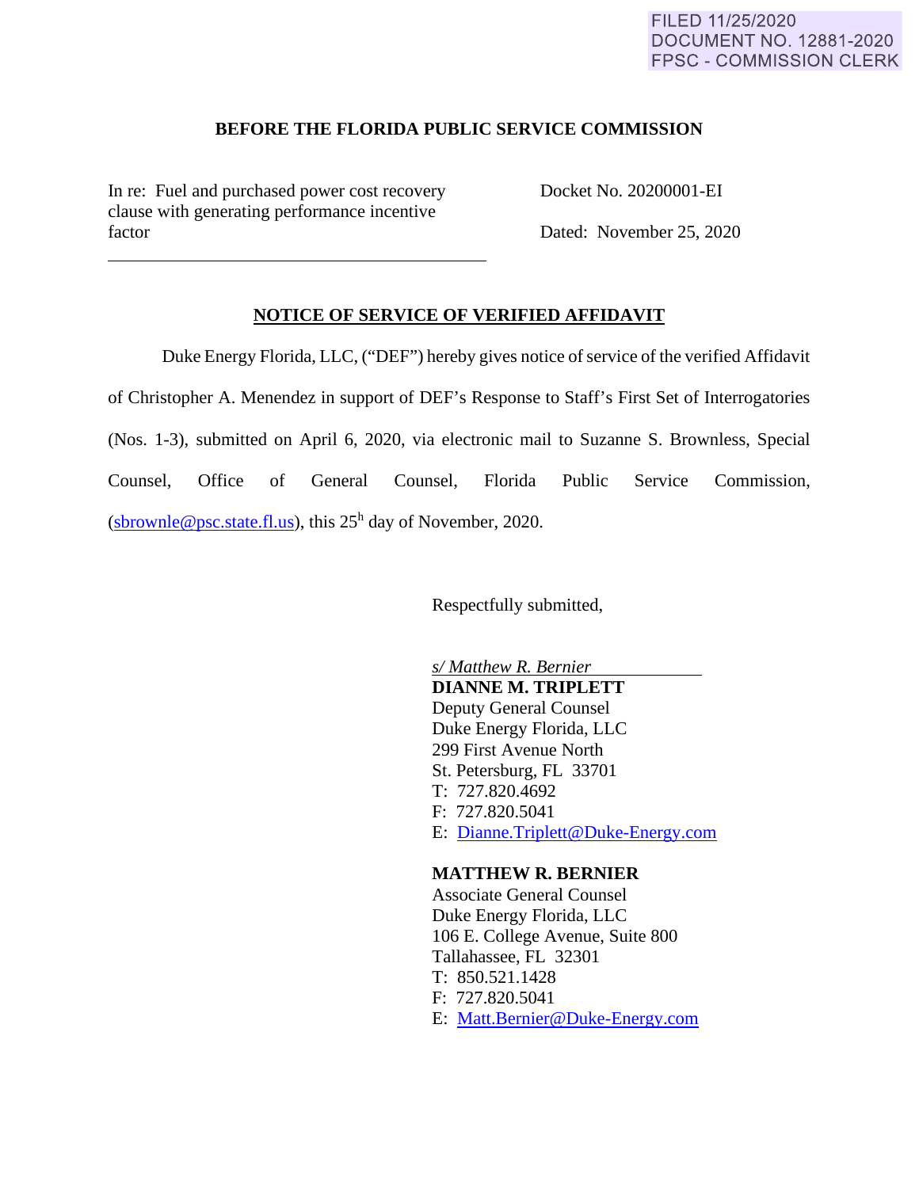FILED 11/25/2020
DOCUMENT NO. 12881-2020
FPSC - COMMISSION CLERK

**BEFORE THE FLORIDA PUBLIC SERVICE COMMISSION**

In re: Fuel and purchased power cost recovery clause with generating performance incentive factor

Docket No. 20200001-EI

Dated: November 25, 2020

---

**NOTICE OF SERVICE OF VERIFIED AFFIDAVIT**

Duke Energy Florida, LLC, ("DEF") hereby gives notice of service of the verified Affidavit of Christopher A. Menendez in support of DEF's Response to Staff's First Set of Interrogatories (Nos. 1-3), submitted on April 6, 2020, via electronic mail to Suzanne S. Brownless, Special Counsel, Office of General Counsel, Florida Public Service Commission, (sbrownle@psc.state.fl.us), this 25h day of November, 2020.

Respectfully submitted,

*s/ Matthew R. Bernier*

**DIANNE M. TRIPLETT**
Deputy General Counsel
Duke Energy Florida, LLC
299 First Avenue North
St. Petersburg, FL 33701
T: 727.820.4692
F: 727.820.5041
E: Dianne.Triplett@Duke-Energy.com

**MATTHEW R. BERNIER**
Associate General Counsel
Duke Energy Florida, LLC
106 E. College Avenue, Suite 800
Tallahassee, FL 32301
T: 850.521.1428
F: 727.820.5041
E: Matt.Bernier@Duke-Energy.com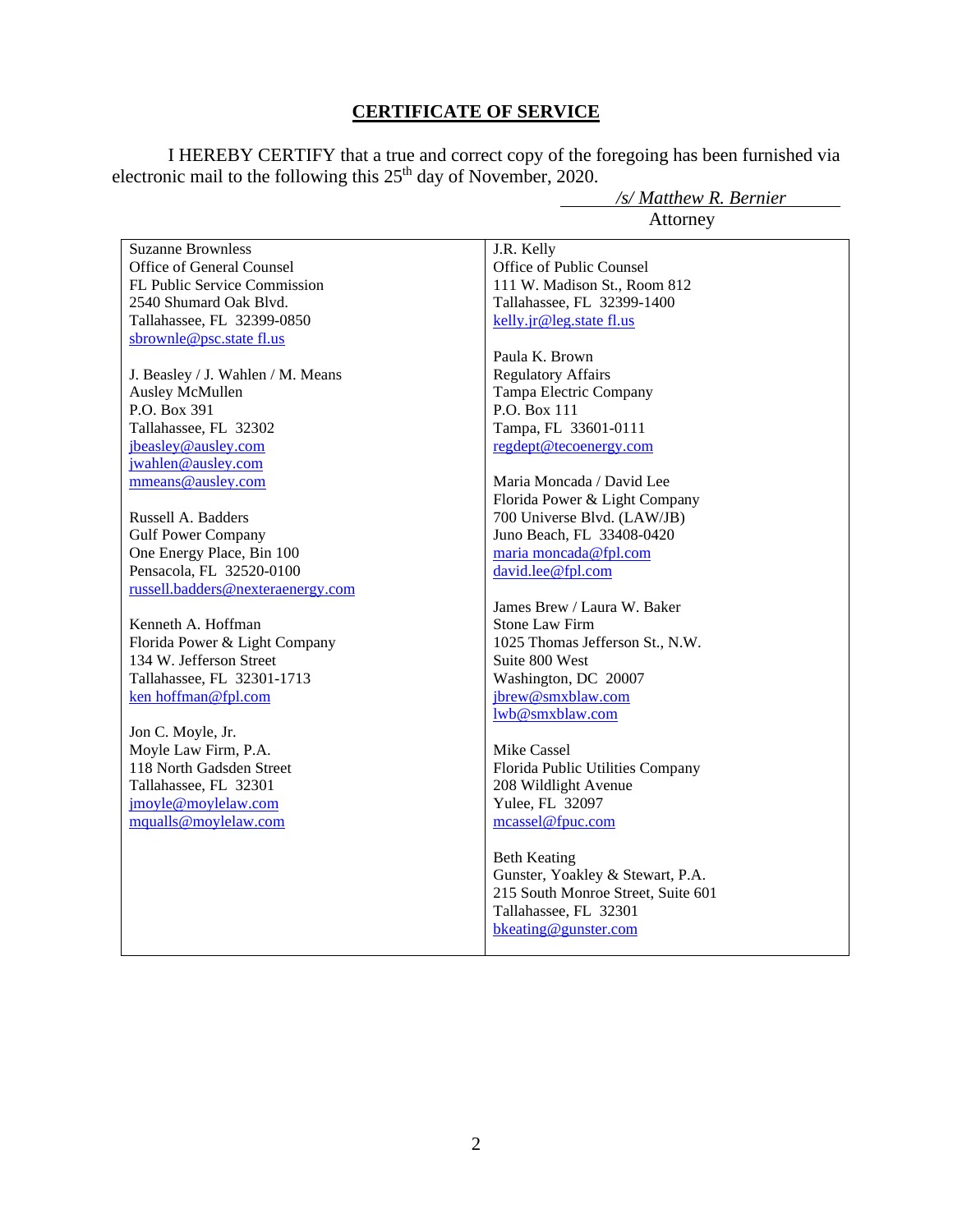## CERTIFICATE OF SERVICE

I HEREBY CERTIFY that a true and correct copy of the foregoing has been furnished via electronic mail to the following this 25th day of November, 2020.

*/s/ Matthew R. Bernier*
Attorney

| | |
|---|---|
| Suzanne Brownless<br>Office of General Counsel<br>FL Public Service Commission<br>2540 Shumard Oak Blvd.<br>Tallahassee, FL 32399-0850<br>sbrownle@psc.state fl.us<br><br>J. Beasley / J. Wahlen / M. Means<br>Ausley McMullen<br>P.O. Box 391<br>Tallahassee, FL 32302<br>jbeasley@ausley.com<br>jwahlen@ausley.com<br>mmeans@ausley.com<br><br>Russell A. Badders<br>Gulf Power Company<br>One Energy Place, Bin 100<br>Pensacola, FL 32520-0100<br>russell.badders@nexteraenergy.com<br><br>Kenneth A. Hoffman<br>Florida Power & Light Company<br>134 W. Jefferson Street<br>Tallahassee, FL 32301-1713<br>ken hoffman@fpl.com<br><br>Jon C. Moyle, Jr.<br>Moyle Law Firm, P.A.<br>118 North Gadsden Street<br>Tallahassee, FL 32301<br>jmoyle@moylelaw.com<br>mqualls@moylelaw.com | J.R. Kelly<br>Office of Public Counsel<br>111 W. Madison St., Room 812<br>Tallahassee, FL 32399-1400<br>kelly.jr@leg.state fl.us<br><br>Paula K. Brown<br>Regulatory Affairs<br>Tampa Electric Company<br>P.O. Box 111<br>Tampa, FL 33601-0111<br>regdept@tecoenergy.com<br><br>Maria Moncada / David Lee<br>Florida Power & Light Company<br>700 Universe Blvd. (LAW/JB)<br>Juno Beach, FL 33408-0420<br>maria moncada@fpl.com<br>david.lee@fpl.com<br><br>James Brew / Laura W. Baker<br>Stone Law Firm<br>1025 Thomas Jefferson St., N.W.<br>Suite 800 West<br>Washington, DC 20007<br>jbrew@smxblaw.com<br>lwb@smxblaw.com<br><br>Mike Cassel<br>Florida Public Utilities Company<br>208 Wildlight Avenue<br>Yulee, FL 32097<br>mcassel@fpuc.com<br><br>Beth Keating<br>Gunster, Yoakley & Stewart, P.A.<br>215 South Monroe Street, Suite 601<br>Tallahassee, FL 32301<br>bkeating@gunster.com |